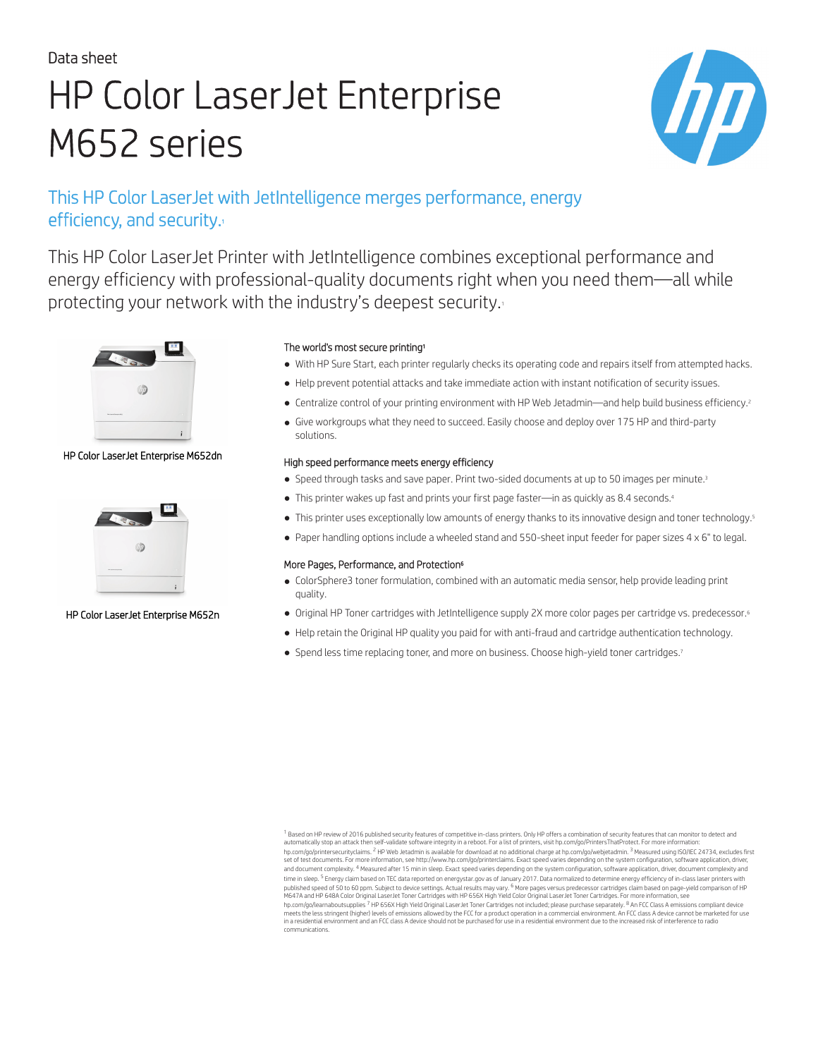Data sheet

# HP Color LaserJet Enterprise M652 series

## This HP Color LaserJet with JetIntelligence merges performance, energy efficiency, and security.[1]

This HP Color LaserJet Printer with JetIntelligence combines exceptional performance and energy efficiency with professional-quality documents right when you need them—all while protecting your network with the industry's deepest security.[1]

HP Color LaserJet Enterprise M652dn

HP Color LaserJet Enterprise M652n

### The world's most secure printing[1]

- With HP Sure Start, each printer regularly checks its operating code and repairs itself from attempted hacks.
- Help prevent potential attacks and take immediate action with instant notification of security issues.
- Centralize control of your printing environment with HP Web Jetadmin—and help build business efficiency.[2]
- Give workgroups what they need to succeed. Easily choose and deploy over 175 HP and third-party solutions.

### High speed performance meets energy efficiency

- Speed through tasks and save paper. Print two-sided documents at up to 50 images per minute.[3]
- This printer wakes up fast and prints your first page faster—in as quickly as 8.4 seconds.[4]
- This printer uses exceptionally low amounts of energy thanks to its innovative design and toner technology.[5]
- Paper handling options include a wheeled stand and 550-sheet input feeder for paper sizes 4 x 6" to legal.

### More Pages, Performance, and Protection[6]

- ColorSphere3 toner formulation, combined with an automatic media sensor, help provide leading print quality.
- Original HP Toner cartridges with JetIntelligence supply 2X more color pages per cartridge vs. predecessor.[6]
- Help retain the Original HP quality you paid for with anti-fraud and cartridge authentication technology.
- Spend less time replacing toner, and more on business. Choose high-yield toner cartridges.[7]

[1] Based on HP review of 2016 published security features of competitive in-class printers. Only HP offers a combination of security features that can monitor to detect and automatically stop an attack then self-validate software integrity in a reboot. For a list of printers, visit hp.com/go/PrintersThatProtect. For more information: hp.com/go/printersecurityclaims. [2] HP Web Jetadmin is available for download at no additional charge at hp.com/go/webjetadmin. [3] Measured using ISO/IEC 24734, excludes first set of test documents. For more information, see http://www.hp.com/go/printerclaims. Exact speed varies depending on the system configuration, software application, driver, and document complexity. [4] Measured after 15 min in sleep. Exact speed varies depending on the system configuration, software application, driver, document complexity and time in sleep. [5] Energy claim based on TEC data reported on energystar.gov as of January 2017. Data normalized to determine energy efficiency of in-class laser printers with published speed of 50 to 60 ppm. Subject to device settings. Actual results may vary. [6] More pages versus predecessor cartridges claim based on page-yield comparison of HP M647A and HP 648A Color Original LaserJet Toner Cartridges with HP 656X High Yield Color Original LaserJet Toner Cartridges. For more information, see hp.com/go/learnaboutsupplies [7] HP 656X High Yield Original LaserJet Toner Cartridges not included; please purchase separately. [8] An FCC Class A emissions compliant device meets the less stringent (higher) levels of emissions allowed by the FCC for a product operation in a commercial environment. An FCC class A device cannot be marketed for use in a residential environment and an FCC class A device should not be purchased for use in a residential environment due to the increased risk of interference to radio communications.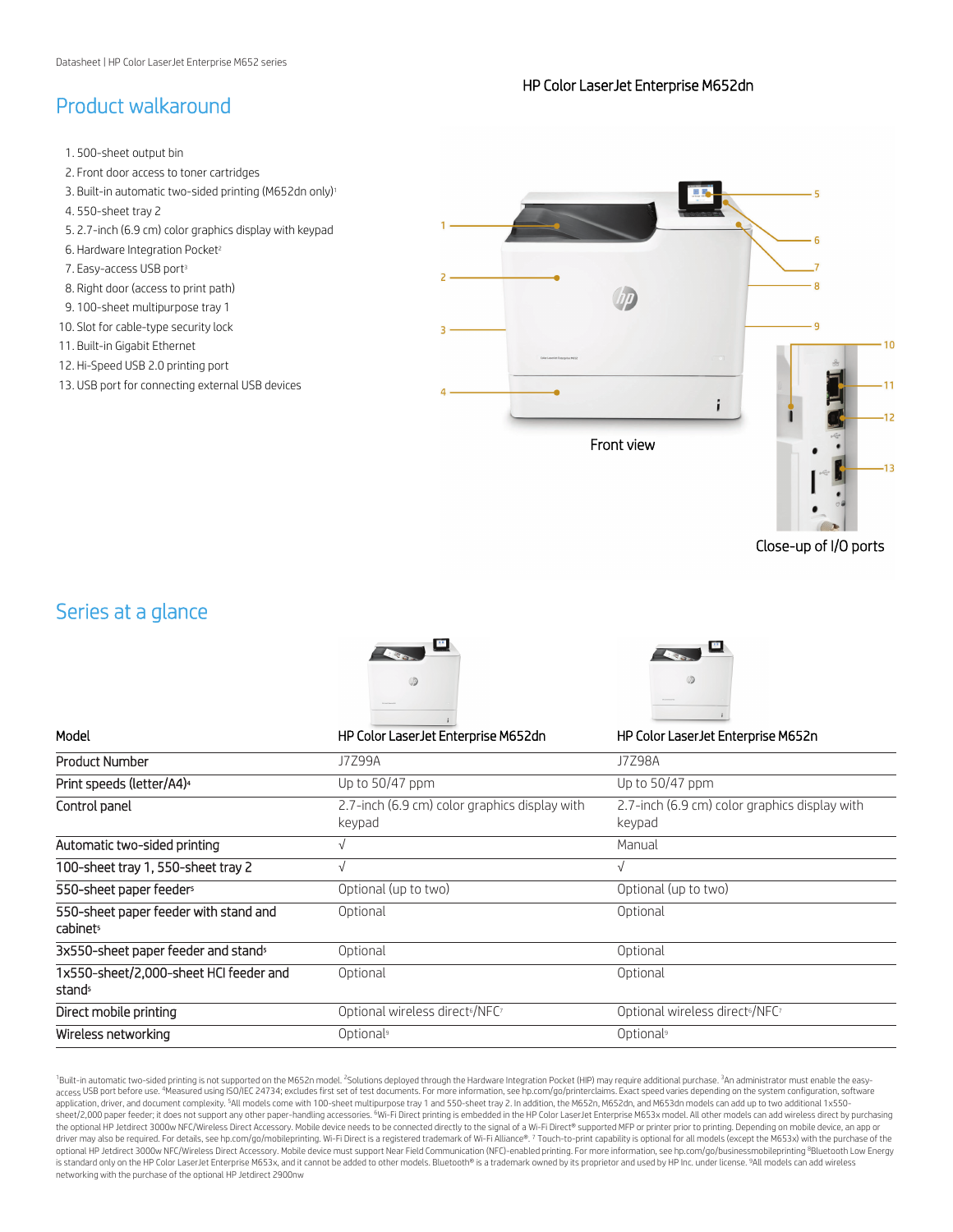## Product walkaround

1. 500-sheet output bin
2. Front door access to toner cartridges
3. Built-in automatic two-sided printing (M652dn only)[1]
4. 550-sheet tray 2
5. 2.7-inch (6.9 cm) color graphics display with keypad
6. Hardware Integration Pocket[2]
7. Easy-access USB port[3]
8. Right door (access to print path)
9. 100-sheet multipurpose tray 1
10. Slot for cable-type security lock
11. Built-in Gigabit Ethernet
12. Hi-Speed USB 2.0 printing port
13. USB port for connecting external USB devices

HP Color LaserJet Enterprise M652dn

Front view

Close-up of I/O ports

## Series at a glance

| Model | HP Color LaserJet Enterprise M652dn | HP Color LaserJet Enterprise M652n |
|---|---|---|
| Product Number | J7Z99A | J7Z98A |
| Print speeds (letter/A4)[4] | Up to 50/47 ppm | Up to 50/47 ppm |
| Control panel | 2.7-inch (6.9 cm) color graphics display with keypad | 2.7-inch (6.9 cm) color graphics display with keypad |
| Automatic two-sided printing | √ | Manual |
| 100-sheet tray 1, 550-sheet tray 2 | √ | √ |
| 550-sheet paper feeder[5] | Optional (up to two) | Optional (up to two) |
| 550-sheet paper feeder with stand and cabinet[5] | Optional | Optional |
| 3x550-sheet paper feeder and stand[5] | Optional | Optional |
| 1x550-sheet/2,000-sheet HCI feeder and stand[5] | Optional | Optional |
| Direct mobile printing | Optional wireless direct[6]/NFC[7] | Optional wireless direct[6]/NFC[7] |
| Wireless networking | Optional[9] | Optional[9] |

[1]Built-in automatic two-sided printing is not supported on the M652n model. [2]Solutions deployed through the Hardware Integration Pocket (HIP) may require additional purchase. [3]An administrator must enable the easy-access USB port before use. [4]Measured using ISO/IEC 24734; excludes first set of test documents. For more information, see hp.com/go/printerclaims. Exact speed varies depending on the system configuration, software application, driver, and document complexity. [5]All models come with 100-sheet multipurpose tray 1 and 550-sheet tray 2. In addition, the M652n, M652dn, and M653dn models can add up to two additional 1x550-sheet/2,000 paper feeder; it does not support any other paper-handling accessories. [6]Wi-Fi Direct printing is embedded in the HP Color LaserJet Enterprise M653x model. All other models can add wireless direct by purchasing the optional HP Jetdirect 3000w NFC/Wireless Direct Accessory. Mobile device needs to be connected directly to the signal of a Wi-Fi Direct® supported MFP or printer prior to printing. Depending on mobile device, an app or driver may also be required. For details, see hp.com/go/mobileprinting. Wi-Fi Direct is a registered trademark of Wi-Fi Alliance®. [7] Touch-to-print capability is optional for all models (except the M653x) with the purchase of the optional HP Jetdirect 3000w NFC/Wireless Direct Accessory. Mobile device must support Near Field Communication (NFC)-enabled printing. For more information, see hp.com/go/businessmobileprinting [8]Bluetooth Low Energy is standard only on the HP Color LaserJet Enterprise M653x, and it cannot be added to other models. Bluetooth® is a trademark owned by its proprietor and used by HP Inc. under license. [9]All models can add wireless networking with the purchase of the optional HP Jetdirect 2900nw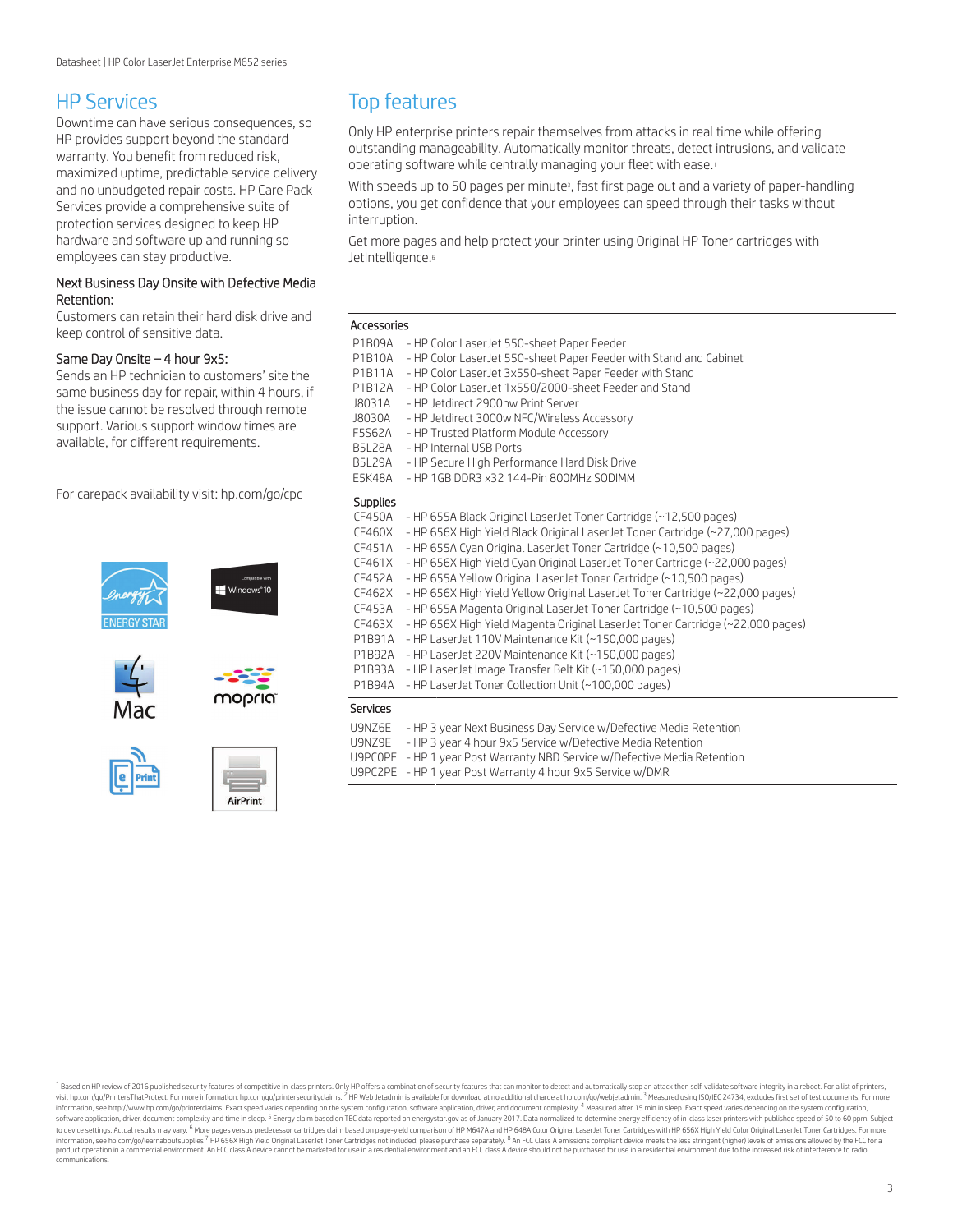## HP Services

Downtime can have serious consequences, so HP provides support beyond the standard warranty. You benefit from reduced risk, maximized uptime, predictable service delivery and no unbudgeted repair costs. HP Care Pack Services provide a comprehensive suite of protection services designed to keep HP hardware and software up and running so employees can stay productive.

### Next Business Day Onsite with Defective Media Retention:

Customers can retain their hard disk drive and keep control of sensitive data.

### Same Day Onsite – 4 hour 9x5:

Sends an HP technician to customers' site the same business day for repair, within 4 hours, if the issue cannot be resolved through remote support. Various support window times are available, for different requirements.

For carepack availability visit: hp.com/go/cpc

## Top features

Only HP enterprise printers repair themselves from attacks in real time while offering outstanding manageability. Automatically monitor threats, detect intrusions, and validate operating software while centrally managing your fleet with ease.[1]

With speeds up to 50 pages per minute[3], fast first page out and a variety of paper-handling options, you get confidence that your employees can speed through their tasks without interruption.

Get more pages and help protect your printer using Original HP Toner cartridges with JetIntelligence.[6]

### Accessories

| | |
|---|---|
| P1B09A | - HP Color LaserJet 550-sheet Paper Feeder |
| P1B10A | - HP Color LaserJet 550-sheet Paper Feeder with Stand and Cabinet |
| P1B11A | - HP Color LaserJet 3x550-sheet Paper Feeder with Stand |
| P1B12A | - HP Color LaserJet 1x550/2000-sheet Feeder and Stand |
| J8031A | - HP Jetdirect 2900nw Print Server |
| J8030A | - HP Jetdirect 3000w NFC/Wireless Accessory |
| F5S62A | - HP Trusted Platform Module Accessory |
| B5L28A | - HP Internal USB Ports |
| B5L29A | - HP Secure High Performance Hard Disk Drive |
| E5K48A | - HP 1GB DDR3 x32 144-Pin 800MHz SODIMM |

### Supplies

| | |
|---|---|
| CF450A | - HP 655A Black Original LaserJet Toner Cartridge (~12,500 pages) |
| CF460X | - HP 656X High Yield Black Original LaserJet Toner Cartridge (~27,000 pages) |
| CF451A | - HP 655A Cyan Original LaserJet Toner Cartridge (~10,500 pages) |
| CF461X | - HP 656X High Yield Cyan Original LaserJet Toner Cartridge (~22,000 pages) |
| CF452A | - HP 655A Yellow Original LaserJet Toner Cartridge (~10,500 pages) |
| CF462X | - HP 656X High Yield Yellow Original LaserJet Toner Cartridge (~22,000 pages) |
| CF453A | - HP 655A Magenta Original LaserJet Toner Cartridge (~10,500 pages) |
| CF463X | - HP 656X High Yield Magenta Original LaserJet Toner Cartridge (~22,000 pages) |
| P1B91A | - HP LaserJet 110V Maintenance Kit (~150,000 pages) |
| P1B92A | - HP LaserJet 220V Maintenance Kit (~150,000 pages) |
| P1B93A | - HP LaserJet Image Transfer Belt Kit (~150,000 pages) |
| P1B94A | - HP LaserJet Toner Collection Unit (~100,000 pages) |

### Services

| | |
|---|---|
| U9NZ6E | - HP 3 year Next Business Day Service w/Defective Media Retention |
| U9NZ9E | - HP 3 year 4 hour 9x5 Service w/Defective Media Retention |
| U9PC0PE | - HP 1 year Post Warranty NBD Service w/Defective Media Retention |
| U9PC2PE | - HP 1 year Post Warranty 4 hour 9x5 Service w/DMR |

[1] Based on HP review of 2016 published security features of competitive in-class printers. Only HP offers a combination of security features that can monitor to detect and automatically stop an attack then self-validate software integrity in a reboot. For a list of printers, visit hp.com/go/PrintersThatProtect. For more information: hp.com/go/printersecurityclaims. [2] HP Web Jetadmin is available for download at no additional charge at hp.com/go/webjetadmin. [3] Measured using ISO/IEC 24734, excludes first set of test documents. For more information, see http://www.hp.com/go/printerclaims. Exact speed varies depending on the system configuration, software application, driver, and document complexity. [4] Measured after 15 min in sleep. Exact speed varies depending on the system configuration, software application, driver, document complexity and time in sleep. [5] Energy claim based on TEC data reported on energystar.gov as of January 2017. Data normalized to determine energy efficiency of in-class laser printers with published speed of 50 to 60 ppm. Subject to device settings. Actual results may vary. [6] More pages versus predecessor cartridges claim based on page-yield comparison of HP M647A and HP 648A Color Original LaserJet Toner Cartridges with HP 656X High Yield Color Original LaserJet Toner Cartridges. For more information, see hp.com/go/learnaboutsupplies [7] HP 656X High Yield Original LaserJet Toner Cartridges not included; please purchase separately. [8] An FCC Class A emissions compliant device meets the less stringent (higher) levels of emissions allowed by the FCC for a product operation in a commercial environment. An FCC class A device cannot be marketed for use in a residential environment and an FCC class A device should not be purchased for use in a residential environment due to the increased risk of interference to radio communications.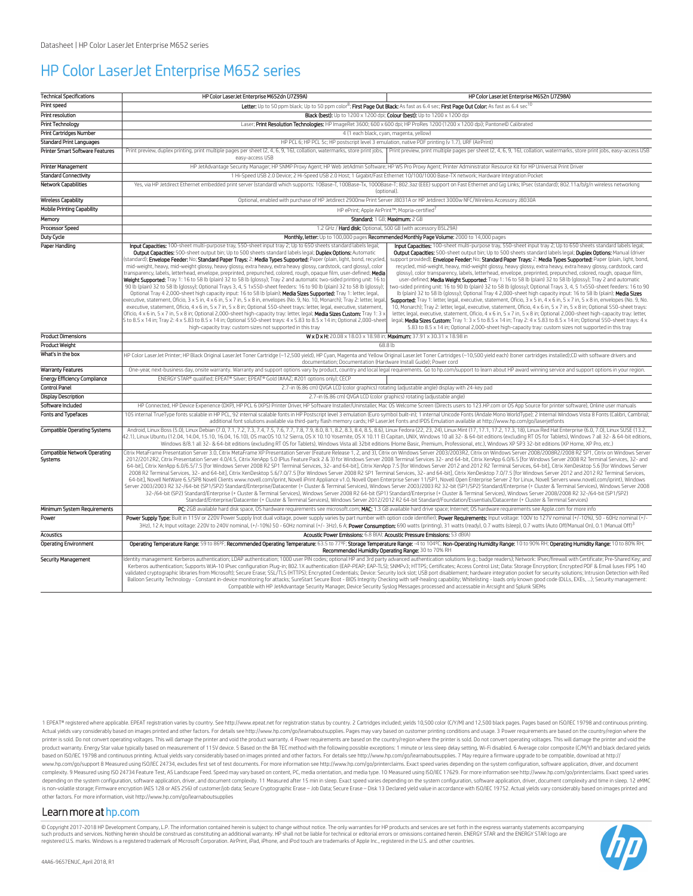# HP Color LaserJet Enterprise M652 series

| Technical Specifications | HP Color LaserJet Enterprise M652dn (J7Z99A) | HP Color LaserJet Enterprise M652n (J7Z98A) |
|---|---|---|
| Print speed | **Letter:** Up to 50 ppm black; Up to 50 ppm color[8]; **First Page Out Black:** As fast as 6.4 sec; **First Page Out Color:** As fast as 6.4 sec[10] | |
| Print resolution | **Black (best):** Up to 1200 x 1200 dpi; **Colour (best):** Up to 1200 x 1200 dpi | |
| Print Technology | Laser; **Print Resolution Technologies:** HP ImageRet 3600; 600 x 600 dpi; HP ProRes 1200 (1200 x 1200 dpi); Pantone© Calibrated | |
| Print Cartridges Number | 4 (1 each black, cyan, magenta, yellow) | |
| Standard Print Languages | HP PCL 6; HP PCL 5c; HP postscript level 3 emulation, native PDF printing (v 1.7), URF (AirPrint) | |
| Printer Smart Software Features | Print preview, duplex printing, print multiple pages per sheet (2, 4, 6, 9, 16), collation, watermarks, store print jobs, easy-access USB | Print preview, print multiple pages per sheet (2, 4, 6, 9, 16), collation, watermarks, store print jobs, easy-access USB |
| Printer Management | HP JetAdvantage Security Manager; HP SNMP Proxy Agent; HP Web JetAdmin Software; HP WS Pro Proxy Agent; Printer Administrator Resource Kit for HP Universal Print Driver | |
| Standard Connectivity | 1 Hi-Speed USB 2.0 Device; 2 Hi-Speed USB 2.0 Host; 1 Gigabit/Fast Ethernet 10/100/1000 Base-TX network; Hardware Integration Pocket | |
| Network Capabilities | Yes, via HP Jetdirect Ethernet embedded print server (standard) which supports: 10Base-T, 100Base-Tx, 1000Base-T; 802.3az (EEE) support on Fast Ethernet and Gig Links; IPsec (standard); 802.11a/b/g/n wireless networking (optional). | |
| Wireless Capability | Optional, enabled with purchase of HP Jetdirect 2900nw Print Server J8031A or HP Jetdirect 3000w NFC/Wireless Accessory J8030A | |
| Mobile Printing Capability | HP ePrint; Apple AirPrint™; Mopria-certified[7] | |
| Memory | **Standard:** 1 GB; **Maximum:** 2 GB | |
| Processor Speed | 1.2 GHz / **Hard disk:** Optional, 500 GB (with accessory B5L29A) | |
| Duty Cycle | **Monthly, letter:** Up to 100,000 pages **Recommended Monthly Page Volume:** 2000 to 14,000 pages | |
| Paper Handling | **Input Capacities:** 100-sheet multi-purpose tray, 550-sheet input tray 2; Up to 650 sheets standard labels legal; **Output Capacities:** 500-sheet output bin; Up to 500 sheets standard labels legal; **Duplex Options:** Automatic (standard); **Envelope Feeder:** No; **Standard Paper Trays:** 2; **Media Types Supported:** Paper (plain, light, bond, recycled, mid-weight, heavy, mid-weight glossy, heavy glossy, extra heavy, extra heavy glossy, cardstock, card glossy), color transparency, labels, letterhead, envelope, preprinted, prepunched, colored, rough, opaque film, user-defined; **Media Weight Supported:** Tray 1: 16 to 58 lb (plain) 32 to 58 lb (glossy); Tray 2 and automatic two-sided printing unit: 16 to 90 lb (plain) 32 to 58 lb (glossy); Optional Trays 3, 4, 5 1x550-sheet feeders: 16 to 90 lb (plain) 32 to 58 lb (glossy); Optional Tray 4 2,000-sheet high capacity input: 16 to 58 lb (plain); **Media Sizes Supported:** Tray 1: letter, legal, executive, statement, Oficio, 3 x 5 in, 4 x 6 in, 5 x 7 in, 5 x 8 in, envelopes (No. 9, No. 10, Monarch); Tray 2: letter, legal, executive, statement, Oficio, 4 x 6 in, 5 x 7 in, 5 x 8 in; Optional 550-sheet trays: letter, legal, executive, statement, Oficio, 4 x 6 in, 5 x 7 in, 5 x 8 in; Optional 2,000-sheet high-capacity tray: letter, legal; **Media Sizes Custom:** Tray 1: 3 x 5 to 8.5 x 14 in; Tray 2: 4 x 5.83 to 8.5 x 14 in; Optional 550-sheet trays: 4 x 5.83 to 8.5 x 14 in; Optional 2,000-sheet high-capacity tray: custom sizes not supported in this tray | **Input Capacities:** 100-sheet multi-purpose tray, 550-sheet input tray 2; Up to 650 sheets standard labels legal; **Output Capacities:** 500-sheet output bin; Up to 500 sheets standard labels legal; **Duplex Options:** Manual (driver support provided); **Envelope Feeder:** No; **Standard Paper Trays:** 2; **Media Types Supported:** Paper (plain, light, bond, recycled, mid-weight, heavy, mid-weight glossy, heavy glossy, extra heavy, extra heavy glossy, cardstock, card glossy), color transparency, labels, letterhead, envelope, preprinted, prepunched, colored, rough, opaque film, user-defined; **Media Weight Supported:** Tray 1: 16 to 58 lb (plain) 32 to 58 lb (glossy); Tray 2 and automatic two-sided printing unit: 16 to 90 lb (plain) 32 to 58 lb (glossy); Optional Trays 3, 4, 5 1x550-sheet feeders: 16 to 90 lb (plain) 32 to 58 lb (glossy); Optional Tray 4 2,000-sheet high capacity input: 16 to 58 lb (plain); **Media Sizes Supported:** Tray 1: letter, legal, executive, statement, Oficio, 3 x 5 in, 4 x 6 in, 5 x 7 in, 5 x 8 in, envelopes (No. 9, No. 10, Monarch); Tray 2: letter, legal, executive, statement, Oficio, 4 x 6 in, 5 x 7 in, 5 x 8 in; Optional 550-sheet trays: letter, legal, executive, statement, Oficio, 4 x 6 in, 5 x 7 in, 5 x 8 in; Optional 2,000-sheet high-capacity tray: letter, legal; **Media Sizes Custom:** Tray 1: 3 x 5 to 8.5 x 14 in; Tray 2: 4 x 5.83 to 8.5 x 14 in; Optional 550-sheet trays: 4 x 5.83 to 8.5 x 14 in; Optional 2,000-sheet high-capacity tray: custom sizes not supported in this tray |
| Product Dimensions | **W x D x H:** 20.08 x 18.03 x 18.98 in; **Maximum:** 37.91 x 30.31 x 18.98 in | |
| Product Weight | 68.8 lb | |
| What's in the box | HP Color LaserJet Printer; HP Black Original LaserJet Toner Cartridge (~12,500 yield), HP Cyan, Magenta and Yellow Original LaserJet Toner Cartridges (~10,500 yield each) (toner cartridges installed);CD with software drivers and documentation; Documentation (Hardware Install Guide); Power cord | |
| Warranty Features | One-year, next-business day, onsite warranty. Warranty and support options vary by product, country and local legal requirements. Go to hp.com/support to learn about HP award winning service and support options in your region. | |
| Energy Efficiency Compliance | ENERGY STAR® qualified; EPEAT® Silver; EPEAT® Gold (#AAZ; #201 options only); CECP | |
| Control Panel | 2.7-in (6.86 cm) QVGA LCD (color graphics) rotating (adjustable angle) display with 24-key pad | |
| Display Description | 2.7-in (6.86 cm) QVGA LCD (color graphics) rotating (adjustable angle) | |
| Software Included | HP Connected, HP Device Experience (DXP), HP PCL 6 (XPS) Printer Driver, HP Software Installer/Uninstaller, Mac OS Welcome Screen (Directs users to 123.HP.com or OS App Source for printer software), Online user manuals | |
| Fonts and Typefaces | 105 internal TrueType fonts scalable in HP PCL, 92 internal scalable fonts in HP Postscript level 3 emulation (Euro symbol built-in); 1 internal Unicode Fonts (Andale Mono WorldType); 2 Internal Windows Vista 8 Fonts (Calibri, Cambria); additional font solutions available via third-party flash memory cards; HP LaserJet Fonts and IPDS Emulation available at http://www.hp.com/go/laserjetfonts | |
| Compatible Operating Systems | Android, Linux Boss (5.0), Linux Debian (7.0, 7.1, 7.2, 7.3, 7.4, 7.5, 7.6, 7.7, 7.8, 7.9, 8.0, 8.1, 8.2, 8.3, 8.4, 8.5, 8.6), Linux Fedora (22, 23, 24), Linux Mint (17, 17.1, 17.2, 17.3, 18), Linux Red Hat Enterprise (6.0, 7.0), Linux SUSE (13.2, 42.1), Linux Ubuntu (12.04, 14.04, 15.10, 16.04, 16.10), OS macOS 10.12 Sierra, OS X 10.10 Yosemite, OS X 10.11 El Capitan, UNIX, Windows 10 all 32- & 64-bit editions (excluding RT OS for Tablets), Windows 7 all 32- & 64-bit editions, Windows 8/8.1 all 32- & 64-bit editions (excluding RT OS for Tablets), Windows Vista all 32bit editions (Home Basic, Premium, Professional, etc.), Windows XP SP3 32-bit editions (XP Home, XP Pro, etc.) | |
| Compatible Network Operating Systems | Citrix MetaFrame Presentation Server 3.0, Citrix MetaFrame XP Presentation Server (Feature Release 1, 2, and 3), Citrix on Windows Server 2003/2003R2, Citrix on Windows Server 2008/2008R2/2008 R2 SP1, Citrix on Windows Server 2012/2012R2, Citrix Presentation Server 4.0/4.5, Citrix XenApp 5.0 (Plus Feature Pack 2 & 3) for Windows Server 2008 Terminal Services 32- and 64-bit, Citrix XenApp 6.0/6.5 [for Windows Server 2008 R2 Terminal Services, 32- and 64-bit], Citrix XenApp 6.0/6.5/7.5 [for Windows Server 2008 R2 SP1 Terminal Services, 32- and 64-bit], Citrix XenApp 7.5 [for Windows Server 2012 and 2012 R2 Terminal Services, 64-bit], Citrix XenDesktop 5.6 [for Windows Server 2008 R2 Terminal Services, 32- and 64-bit], Citrix XenDesktop 5.6/7.0/7.5 [for Windows Server 2008 R2 SP1 Terminal Services, 32- and 64-bit], Citrix XenDesktop 7.0/7.5 [for Windows Server 2012 and 2012 R2 Terminal Services, 64-bit], Novell NetWare 6.5/SP8 Novell Clients www.novell.com/iprint, Novell iPrint Appliance v1.0, Novell Open Enterprise Server 11/SP1, Novell Open Enterprise Server 2 for Linux, Novell Servers www.novell.com/iprint), Windows Server 2003/2003 R2 32-/64-bit (SP1/SP2) Standard/Enterprise/Datacenter (+ Cluster & Terminal Services), Windows Server 2003/2003 R2 32-bit (SP1/SP2) Standard/Enterprise (+ Cluster & Terminal Services), Windows Server 2008 32-/64-bit (SP2) Standard/Enterprise (+ Cluster & Terminal Services), Windows Server 2008 R2 64-bit (SP1) Standard/Enterprise (+ Cluster & Terminal Services), Windows Server 2008/2008 R2 32-/64-bit (SP1/SP2) Standard/Enterprise/Datacenter (+ Cluster & Terminal Services), Windows Server 2012/2012 R2 64-bit Standard/Foundation/Essentials/Datacenter (+ Cluster & Terminal Services) | |
| Minimum System Requirements | **PC:** 2GB available hard disk space, OS hardware requirements see microsoft.com; **MAC:** 1.3 GB available hard drive space; Internet; OS hardware requirements see Apple.com for more info | |
| Power | **Power Supply Type:** Built in 115V or 220V Power Supply (not dual voltage, power supply varies by part number with option code identifier); **Power Requirements:** Input voltage: 100V to 127V nominal (+/-10%), 50 - 60Hz nominal (+/- 3Hz), 12 A; Input voltage: 220V to 240V nominal, (+/-10%) 50 - 60Hz nominal (+/- 3Hz), 6 A; **Power Consumption:** 690 watts (printing), 31 watts (ready), 0.7 watts (sleep), 0.7 watts (Auto Off/Manual On), 0.1 (Manual Off)[3] | |
| Acoustics | **Acoustic Power Emissions:** 6.8 B(A); **Acoustic Pressure Emissions:** 53 dB(A) | |
| Operating Environment | **Operating Temperature Range:** 59 to 86ºF; **Recommended Operating Temperature:** 63.5 to 77ºF; **Storage Temperature Range:** -4 to 104ºC; **Non-Operating Humidity Range:** 10 to 90% RH; **Operating Humidity Range:** 10 to 80% RH; **Recommended Humidity Operating Range:** 30 to 70% RH | |
| Security Management | Identity management: Kerberos authentication; LDAP authentication; 1000 user PIN codes; optional HP and 3rd party advanced authentication solutions (e.g.; badge readers); Network: IPsec/firewall with Certificate; Pre-Shared Key; and Kerberos authentication; Supports WJA-10 IPsec configuration Plug-in; 802.1X authentication (EAP-PEAP; EAP-TLS); SNMPv3; HTTPS; Certificates; Access Control List; Data: Storage Encryption; Encrypted PDF & Email (uses FIPS 140 validated cryptographic libraries from Microsoft); Secure Erase; SSL/TLS (HTTPS); Encrypted Credentials; Device: Security lock slot; USB port disablement; hardware integration pocket for security solutions; Intrusion Detection with Red Balloon Security Technology - Constant in-device monitoring for attacks; SureStart Secure Boot - BIOS Integrity Checking with self-healing capability; Whitelisting - loads only known good code (DLLs, EXEs, ...); Security management: Compatible with HP JetAdvantage Security Manager, Device Security Syslog Messages processed and accessable in Arcsight and Splunk SIEMs | |

1 EPEAT® registered where applicable. EPEAT registration varies by country. See http://www.epeat.net for registration status by country. 2 Cartridges included; yields 10,500 color (C/Y/M) and 12,500 black pages. Pages based on ISO/IEC 19798 and continuous printing. Actual yields vary considerably based on images printed and other factors. For details see http://www.hp.com/go/learnaboutsupplies. Pages may vary based on customer printing conditions and usage. 3 Power requirements are based on the country/region where the printer is sold. Do not convert operating voltages. This will damage the printer and void the product warranty. 4 Power requirements are based on the country/region where the printer is sold. Do not convert operating voltages. This will damage the printer and void the product warranty. Energy Star value typically based on measurement of 115V device. 5 Based on the BA TEC method with the following possible exceptions: 1 minute or less sleep delay setting, Wi-Fi disabled. 6 Average color composite (C/M/Y) and black declared yields based on ISO/IEC 19798 and continuous printing. Actual yields vary considerably based on images printed and other factors. For details see http://www.hp.com/go/learnaboutsupplies. 7 May require a firmware upgrade to be compatible, download at http:// www.hp.com/go/support 8 Measured using ISO/IEC 24734, excludes first set of test documents. For more information see http://www.hp.com/go/printerclaims. Exact speed varies depending on the system configuration, software application, driver, and document complexity. 9 Measured using ISO 24734 Feature Test, A5 Landscape Feed. Speed may vary based on content, PC, media orientation, and media type. 10 Measured using ISO/IEC 17629. For more information see http://www.hp.com/go/printerclaims. Exact speed varies depending on the system configuration, software application, driver, and document complexity. 11 Measured after 15 min in sleep. Exact speed varies depending on the system configuration, software application, driver, document complexity and time in sleep. 12 eMMC is non-volatile storage; Firmware encryption (AES 128 or AES 256) of customer/job data; Secure Cryptographic Erase – Job Data; Secure Erase – Disk 13 Declared yield value in accordance with ISO/IEC 19752. Actual yields vary considerably based on images printed and other factors. For more information, visit http://www.hp.com/go/learnaboutsupplies

## Learn more at hp.com

© Copyright 2017-2018 HP Development Company, L.P. The information contained herein is subject to change without notice. The only warranties for HP products and services are set forth in the express warranty statements accompanying such products and services. Nothing herein should be construed as constituting an additional warranty. HP shall not be liable for technical or editorial errors or omissions contained herein. ENERGY STAR and the ENERGY STAR logo are registered U.S. marks. Windows is a registered trademark of Microsoft Corporation. AirPrint, iPad, iPhone, and iPod touch are trademarks of Apple Inc., registered in the U.S. and other countries.

4AA6-9657ENUC, April 2018, R1